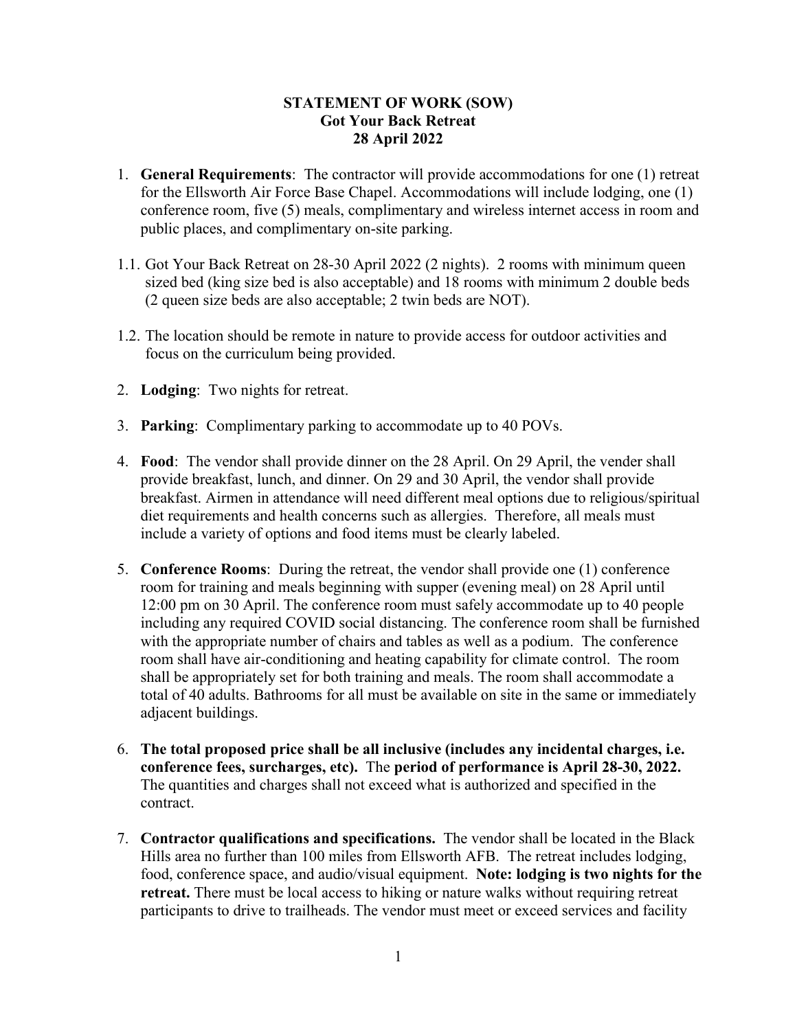**STATEMENT OF WORK (SOW)**
**Got Your Back Retreat**
**28 April 2022**

1. **General Requirements**: The contractor will provide accommodations for one (1) retreat for the Ellsworth Air Force Base Chapel. Accommodations will include lodging, one (1) conference room, five (5) meals, complimentary and wireless internet access in room and public places, and complimentary on-site parking.

1.1. Got Your Back Retreat on 28-30 April 2022 (2 nights). 2 rooms with minimum queen sized bed (king size bed is also acceptable) and 18 rooms with minimum 2 double beds (2 queen size beds are also acceptable; 2 twin beds are NOT).

1.2. The location should be remote in nature to provide access for outdoor activities and focus on the curriculum being provided.

2. **Lodging**: Two nights for retreat.

3. **Parking**: Complimentary parking to accommodate up to 40 POVs.

4. **Food**: The vendor shall provide dinner on the 28 April. On 29 April, the vender shall provide breakfast, lunch, and dinner. On 29 and 30 April, the vendor shall provide breakfast. Airmen in attendance will need different meal options due to religious/spiritual diet requirements and health concerns such as allergies. Therefore, all meals must include a variety of options and food items must be clearly labeled.

5. **Conference Rooms**: During the retreat, the vendor shall provide one (1) conference room for training and meals beginning with supper (evening meal) on 28 April until 12:00 pm on 30 April. The conference room must safely accommodate up to 40 people including any required COVID social distancing. The conference room shall be furnished with the appropriate number of chairs and tables as well as a podium. The conference room shall have air-conditioning and heating capability for climate control. The room shall be appropriately set for both training and meals. The room shall accommodate a total of 40 adults. Bathrooms for all must be available on site in the same or immediately adjacent buildings.

6. **The total proposed price shall be all inclusive (includes any incidental charges, i.e. conference fees, surcharges, etc).** The **period of performance is April 28-30, 2022.** The quantities and charges shall not exceed what is authorized and specified in the contract.

7. **Contractor qualifications and specifications.** The vendor shall be located in the Black Hills area no further than 100 miles from Ellsworth AFB. The retreat includes lodging, food, conference space, and audio/visual equipment. **Note: lodging is two nights for the retreat.** There must be local access to hiking or nature walks without requiring retreat participants to drive to trailheads. The vendor must meet or exceed services and facility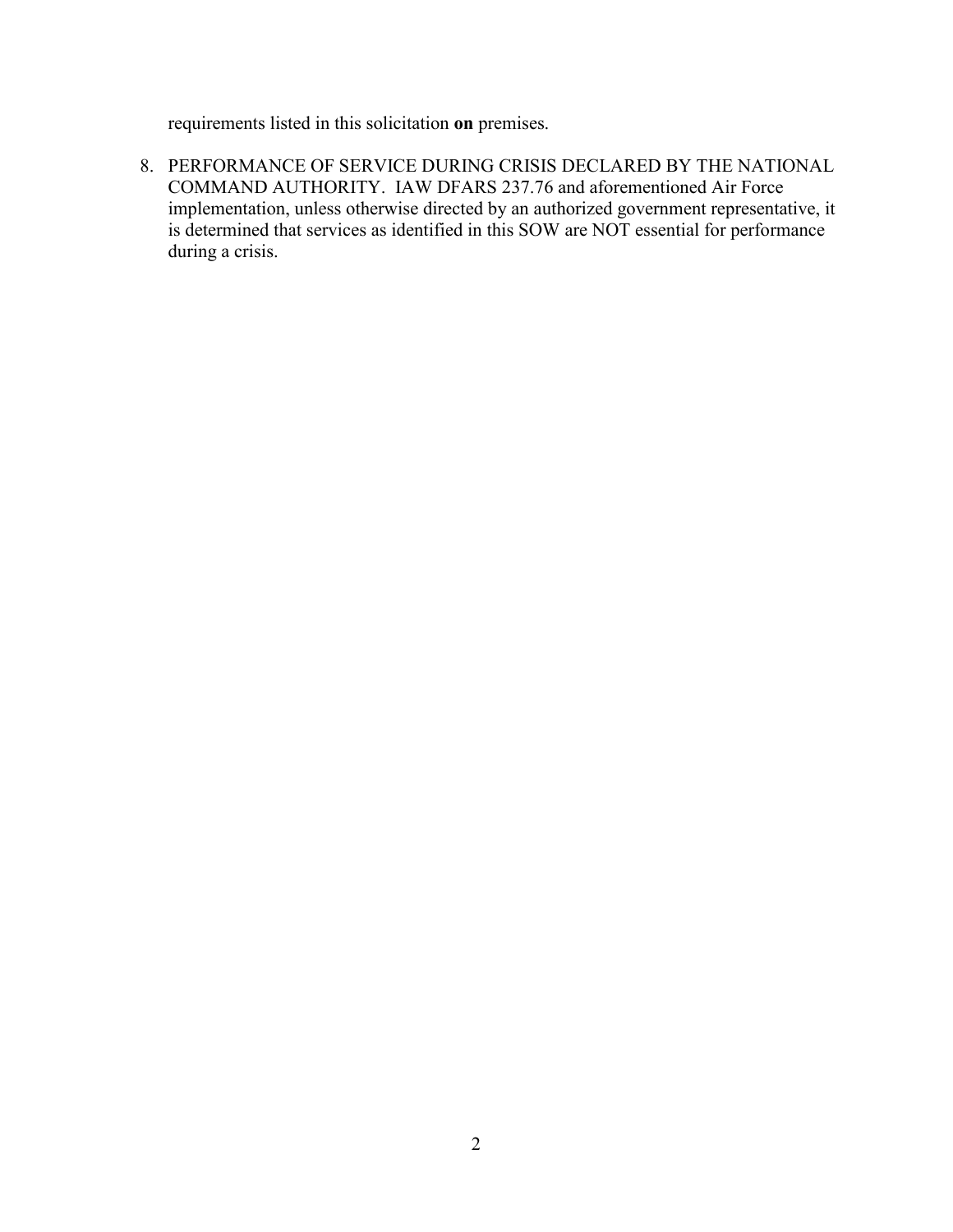requirements listed in this solicitation **on** premises.

8. PERFORMANCE OF SERVICE DURING CRISIS DECLARED BY THE NATIONAL COMMAND AUTHORITY. IAW DFARS 237.76 and aforementioned Air Force implementation, unless otherwise directed by an authorized government representative, it is determined that services as identified in this SOW are NOT essential for performance during a crisis.